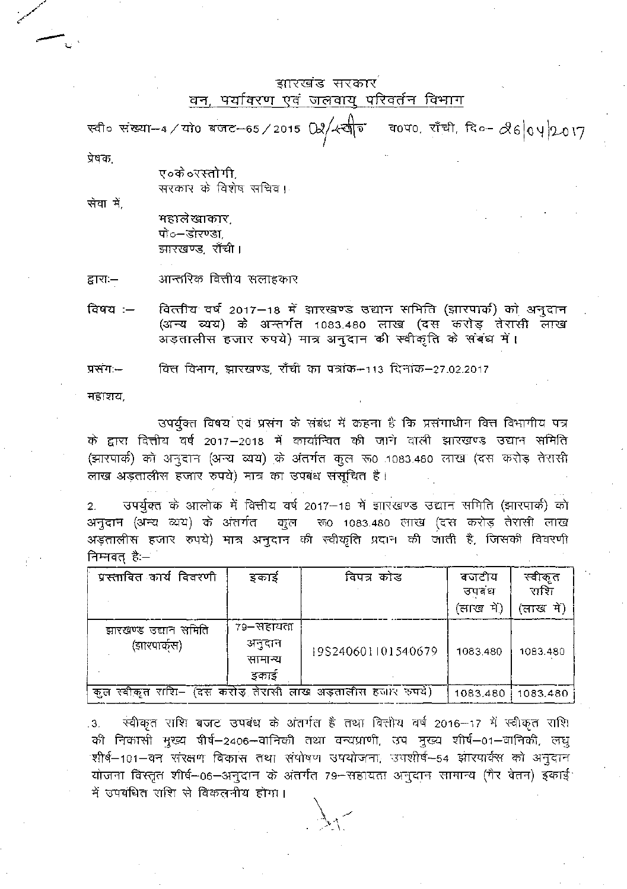झारखंड सरकार

वन, पर्यावरण एवं जलवायु परिवर्तन विभाग

स्वी० संख्या–4 / यो0 बजट–65 / 2015 02/स्वी० व0प0, राँची, दि०- 26/04/2017

प्रेषक,

एo केo रस्तोगी,
सरकार के विशेष सचिव।

सेवा में,

महालेखाकार,
पो०–डोरण्डा,
झारखण्ड, राँची।

द्वारा:– आन्तरिक वित्तीय सलाहकार

विषय :– वित्तीय वर्ष 2017–18 में झारखण्ड उद्यान समिति (झारपार्क) को अनुदान (अन्य व्यय) के अन्तर्गत 1083.480 लाख (दस करोड़ तेरासी लाख अड़तालीस हजार रुपये) मात्र अनुदान की स्वीकृति के संबंध में।

प्रसंग:– वित्त विभाग, झारखण्ड, राँची का पत्रांक–113 दिनांक–27.02.2017

महाशय,

उपर्युक्त विषय एवं प्रसंग के संबंध में कहना है कि प्रसंगाधीन वित्त विभागीय पत्र के द्वारा वित्तीय वर्ष 2017–2018 में कार्यान्वित की जाने वाली झारखण्ड उद्यान समिति (झारपार्क) को अनुदान (अन्य व्यय) के अंतर्गत कुल रू0 1083.480 लाख (दस करोड़ तेरासी लाख अड़तालीस हजार रुपये) मात्र का उपबंध ससूचित है।

2. उपर्युक्त के आलोक में वित्तीय वर्ष 2017–18 में झारखण्ड उद्यान समिति (झारपार्क) को अनुदान (अन्य व्यय) के अंतर्गत कुल रू0 1083.480 लाख (दस करोड़ तेरासी लाख अड़तालीस हजार रुपये) मात्र अनुदान की स्वीकृति प्रदान की जाती है, जिसकी विवरणी निम्नवत् है:–

| प्रस्तावित कार्य विवरणी | इकाई | विपत्र कोड | बजटीय उपबंध (लाख में) | स्वीकृत राशि (लाख में) |
|---|---|---|---|---|
| झारखण्ड उद्यान समिति (झारपार्क्स) | 79–सहायता अनुदान सामान्य इकाई | 19S240601101540679 | 1083.480 | 1083.480 |
| कुल स्वीकृत राशि– (दस करोड़ तेरासी लाख अड़तालीस हजार रुपये) | | | 1083.480 | 1083.480 |

3. स्वीकृत राशि बजट उपबंध के अंतर्गत है तथा वित्तीय वर्ष 2016–17 में स्वीकृत राशि की निकासी मुख्य शीर्ष–2406–वानिकी तथा वन्यप्राणी, उप मुख्य शीर्ष–01–वानिकी, लघु शीर्ष–101–वन संरक्षण विकास तथा संपोषण उपयोजना, उपशीर्ष–54 झारपार्क्स को अनुदान योजना विस्तृत शीर्ष–06–अनुदान के अंतर्गत 79–सहायता अनुदान सामान्य (गैर वेतन) इकाई में उपबंधित राशि से विकलनीय होगा।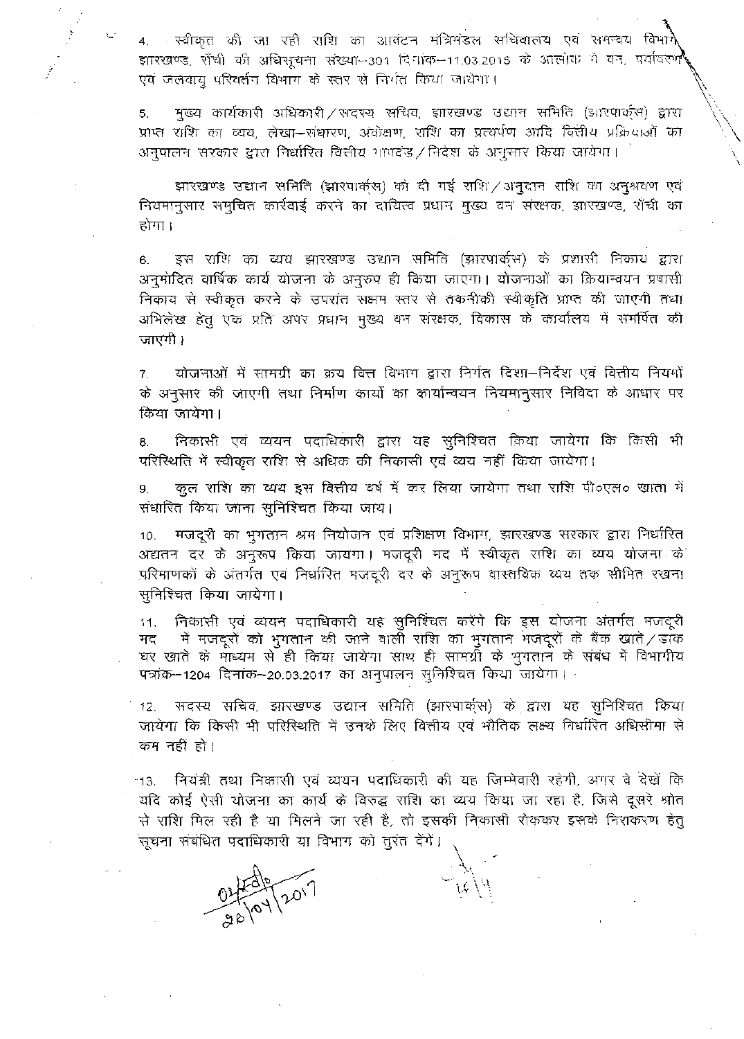4. स्वीकृत की जा रही राशि का आवंटन मंत्रिमंडल सचिवालय एवं समन्वय विभाग, झारखण्ड, राँची की अधिसूचना संख्या–301 दिनांक–11.03.2015 के आलोक में वन, पर्यावरण एवं जलवायु परिवर्तन विभाग के स्तर से निर्गत किया जायेगा।

5. मुख्य कार्यकारी अधिकारी / सदस्य सचिव, झारखण्ड उद्यान समिति (झारपार्क्स) द्वारा प्राप्त राशि का व्यय, लेखा–संधारण, अंकेक्षण, राशि का प्रत्यर्पण आदि वित्तीय प्रक्रियाओं का अनुपालन सरकार द्वारा निर्धारित वित्तीय मापदंड / निदेश के अनुसार किया जायेगा।

झारखण्ड उद्यान समिति (झारपार्क्स) को दी गई राशि / अनुदान राशि का अनुश्रवण एवं नियमानुसार समुचित कार्रवाई करने का दायित्व प्रधान मुख्य वन संरक्षक, झारखण्ड, राँची का होगा।

6. इस राशि का व्यय झारखण्ड उद्यान समिति (झारपार्क्स) के प्रशासी निकाय द्वारा अनुमोदित वार्षिक कार्य योजना के अनुरूप ही किया जाएगा। योजनाओं का क्रियान्वयन प्रशासी निकाय से स्वीकृत करने के उपरांत सक्षम स्तर से तकनीकी स्वीकृति प्राप्त की जाएगी तथा अभिलेख हेतु एक प्रति अपर प्रधान मुख्य वन संरक्षक, विकास के कार्यालय में समर्पित की जाएगी।

7. योजनाओं में सामग्री का क्रय वित्त विभाग द्वारा निर्गत दिशा–निर्देश एवं वित्तीय नियमों के अनुसार की जाएगी तथा निर्माण कार्यों का कार्यान्वयन नियमानुसार निविदा के आधार पर किया जायेगा।

8. निकासी एवं व्ययन पदाधिकारी द्वारा यह सुनिश्चित किया जायेगा कि किसी भी परिस्थिति में स्वीकृत राशि से अधिक की निकासी एवं व्यय नहीं किया जायेगा।

9. कुल राशि का व्यय इस वित्तीय वर्ष में कर लिया जायेगा तथा राशि पी०एल० खाता में संधारित किया जाना सुनिश्चित किया जाय।

10. मजदूरी का भुगतान श्रम नियोजन एवं प्रशिक्षण विभाग, झारखण्ड सरकार द्वारा निर्धारित अद्यतन दर के अनुरूप किया जायगा। मजदूरी मद में स्वीकृत राशि का व्यय योजना के परिमाणकों के अंतर्गत एवं निर्धारित मजदूरी दर के अनुरूप वास्तविक व्यय तक सीमित रखना सुनिश्चित किया जायेगा।

11. निकासी एवं व्ययन पदाधिकारी यह सुनिश्चित करेंगे कि इस योजना अंतर्गत मजदूरी मद में मजदूरों को भुगतान की जाने वाली राशि का भुगतान मजदूरों के बैंक खाते / डाक घर खाते के माध्यम से ही किया जायेगा साथ ही सामग्री के भुगतान के संबंध में विभागीय पत्रांक–1204 दिनांक–20.03.2017 का अनुपालन सुनिश्चित किया जायेगा।

12. सदस्य सचिव, झारखण्ड उद्यान समिति (झारपार्क्स) के द्वारा यह सुनिश्चित किया जायेगा कि किसी भी परिस्थिति में उनके लिए वित्तीय एवं भौतिक लक्ष्य निर्धारित अधिसीमा से कम नहीं हो।

13. नियंत्री तथा निकासी एवं व्ययन पदाधिकारी की यह जिम्मेवारी रहेगी, अगर वे देखें कि यदि कोई ऐसी योजना का कार्य के विरुद्ध राशि का व्यय किया जा रहा है, जिसे दूसरे श्रोत से राशि मिल रही है या मिलने जा रही है, तो इसकी निकासी रोककर इसके निराकरण हेतु सूचना संबंधित पदाधिकारी या विभाग को तुरंत देंगे।

ह०/- 20/04/2017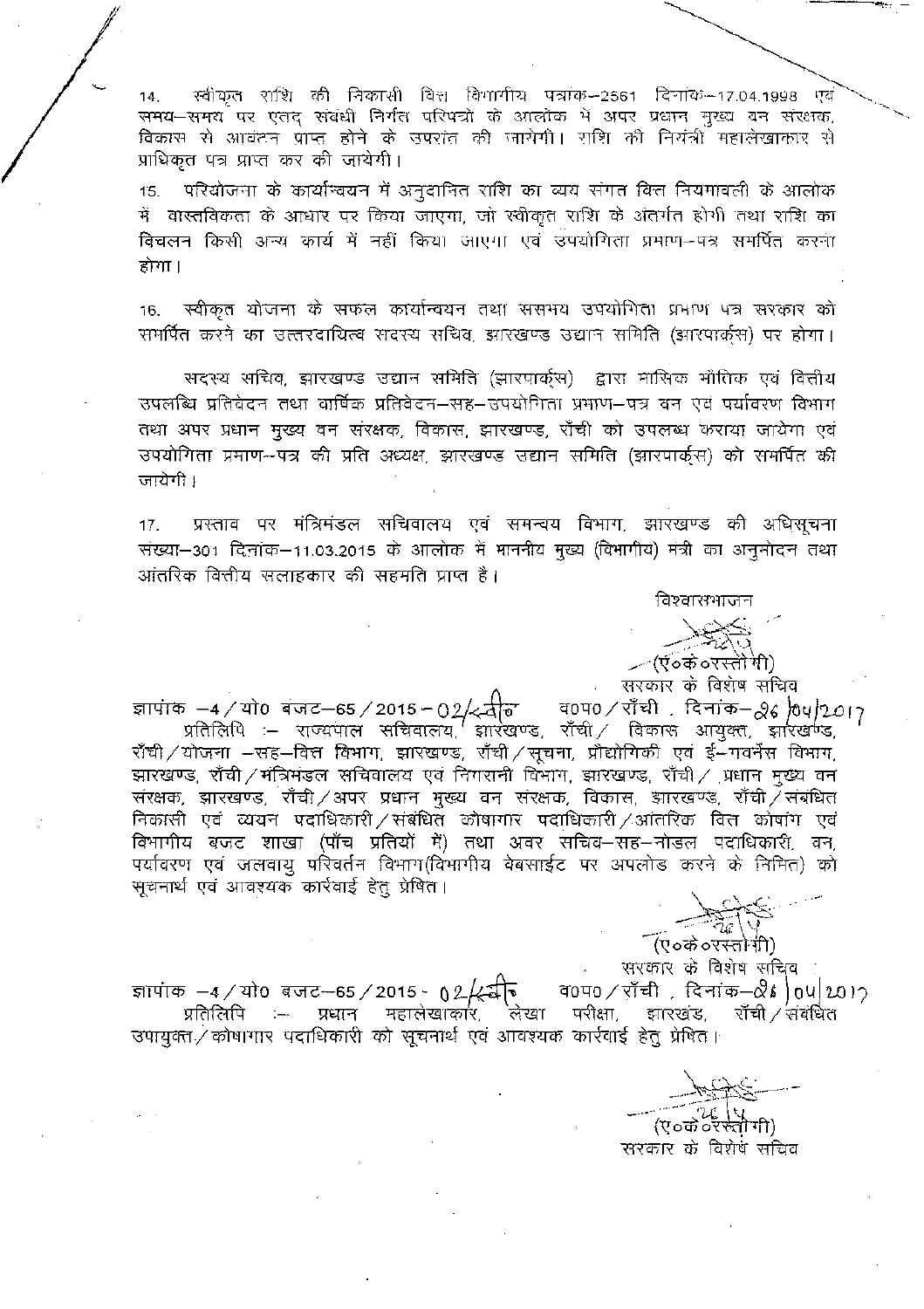14. स्वीकृत राशि की निकासी वित्त विभागीय पत्रांक–2561 दिनांक–17.04.1998 एवं समय–समय पर एतद् संबंधी निर्गत परिपत्रों के आलोक में अपर प्रधान मुख्य वन संरक्षक, विकास से आवंटन प्राप्त होने के उपरांत की जायेगी। राशि की निगंत्री महालेखाकार से प्राधिकृत पत्र प्राप्त कर की जायेगी।

15. परियोजना के कार्यान्वयन में अनुदानित राशि का व्यय संगत वित्त नियमावली के आलोक में वास्तविकता के आधार पर किया जाएगा, जो स्वीकृत राशि के अंतर्गत होगी तथा राशि का विचलन किसी अन्य कार्य में नहीं किया जाएगा एवं उपयोगिता प्रमाण–पत्र समर्पित करना होगा।

16. स्वीकृत योजना के सफल कार्यान्वयन तथा ससमय उपयोगिता प्रमाण पत्र सरकार को समर्पित करने का उत्तरदायित्व सदस्य सचिव, झारखण्ड उद्यान समिति (झारपार्क्स) पर होगा।

सदस्य सचिव, झारखण्ड उद्यान समिति (झारपार्क्स) द्वारा मासिक भौतिक एवं वित्तीय उपलब्धि प्रतिवेदन तथा वार्षिक प्रतिवेदन–सह–उपयोगिता प्रमाण–पत्र वन एवं पर्यावरण विभाग तथा अपर प्रधान मुख्य वन संरक्षक, विकास, झारखण्ड, राँची को उपलब्ध कराया जायेगा एवं उपयोगिता प्रमाण–पत्र की प्रति अध्यक्ष, झारखण्ड उद्यान समिति (झारपार्क्स) को समर्पित की जायेगी।

17. प्रस्ताव पर मंत्रिमंडल सचिवालय एवं समन्वय विभाग, झारखण्ड की अधिसूचना संख्या–301 दिनांक–11.03.2015 के आलोक में माननीय मुख्य (विभागीय) मंत्री का अनुमोदन तथा आंतरिक वित्तीय सलाहकार की सहमति प्राप्त है।

विश्वासभाजन

(एं०के०रस्तोगी)
सरकार के विशेष सचिव

ज्ञापांक –4 / यो0 बजट–65 / 2015 – 02/व०प० वि० &nbsp;&nbsp; व0प0 / राँची , दिनांक–26/04/2017

प्रतिलिपि :– राज्यपाल सचिवालय, झारखण्ड, राँची / विकास आयुक्त, झारखण्ड, राँची / योजना –सह–वित्त विभाग, झारखण्ड, राँची / सूचना, प्रौद्योगिकी एवं ई–गवर्नेंस विभाग, झारखण्ड, राँची / मंत्रिमंडल सचिवालय एवं निगरानी विभाग, झारखण्ड, राँची / प्रधान मुख्य वन संरक्षक, झारखण्ड, राँची / अपर प्रधान मुख्य वन संरक्षक, विकास, झारखण्ड, राँची / संबंधित निकासी एवं व्ययन पदाधिकारी / संबंधित कोषागार पदाधिकारी / आंतरिक वित्त कोषांग एवं विभागीय बजट शाखा (पाँच प्रतियों में) तथा अवर सचिव–सह–नोडल पदाधिकारी, वन, पर्यावरण एवं जलवायु परिवर्तन विभाग(विभागीय वेबसाईट पर अपलोड करने के निमित्त) को सूचनार्थ एवं आवश्यक कार्रवाई हेतु प्रेषित।

(ए०के०रस्तोगी)
सरकार के विशेष सचिव

ज्ञापांक –4 / यो0 बजट–65 / 2015 - 02/व०प० वि० &nbsp;&nbsp; व0प0 / राँची , दिनांक–26/04/2017

प्रतिलिपि :– प्रधान महालेखाकार, लेखा परीक्षा, झारखंड, राँची / संबंधित उपायुक्त / कोषागार पदाधिकारी को सूचनार्थ एवं आवश्यक कार्रवाई हेतु प्रेषित।

(ए०के०रस्तोगी)
सरकार के विशेष सचिव